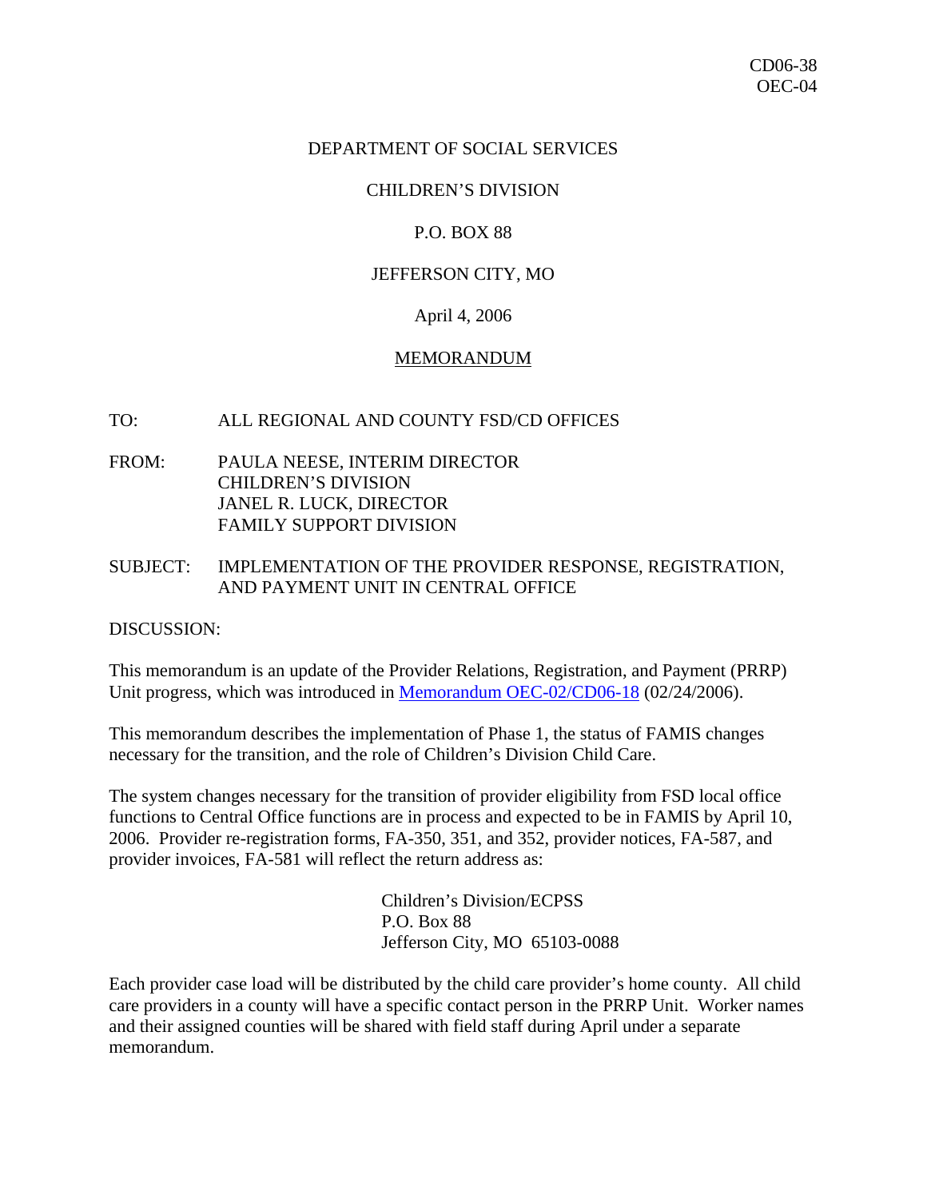CD06-38
OEC-04

DEPARTMENT OF SOCIAL SERVICES

CHILDREN'S DIVISION

P.O. BOX 88

JEFFERSON CITY, MO

April 4, 2006

MEMORANDUM

TO: ALL REGIONAL AND COUNTY FSD/CD OFFICES

FROM: PAULA NEESE, INTERIM DIRECTOR
CHILDREN'S DIVISION
JANEL R. LUCK, DIRECTOR
FAMILY SUPPORT DIVISION

SUBJECT: IMPLEMENTATION OF THE PROVIDER RESPONSE, REGISTRATION, AND PAYMENT UNIT IN CENTRAL OFFICE

DISCUSSION:

This memorandum is an update of the Provider Relations, Registration, and Payment (PRRP) Unit progress, which was introduced in Memorandum OEC-02/CD06-18 (02/24/2006).

This memorandum describes the implementation of Phase 1, the status of FAMIS changes necessary for the transition, and the role of Children's Division Child Care.

The system changes necessary for the transition of provider eligibility from FSD local office functions to Central Office functions are in process and expected to be in FAMIS by April 10, 2006. Provider re-registration forms, FA-350, 351, and 352, provider notices, FA-587, and provider invoices, FA-581 will reflect the return address as:

Children's Division/ECPSS
P.O. Box 88
Jefferson City, MO 65103-0088

Each provider case load will be distributed by the child care provider's home county. All child care providers in a county will have a specific contact person in the PRRP Unit. Worker names and their assigned counties will be shared with field staff during April under a separate memorandum.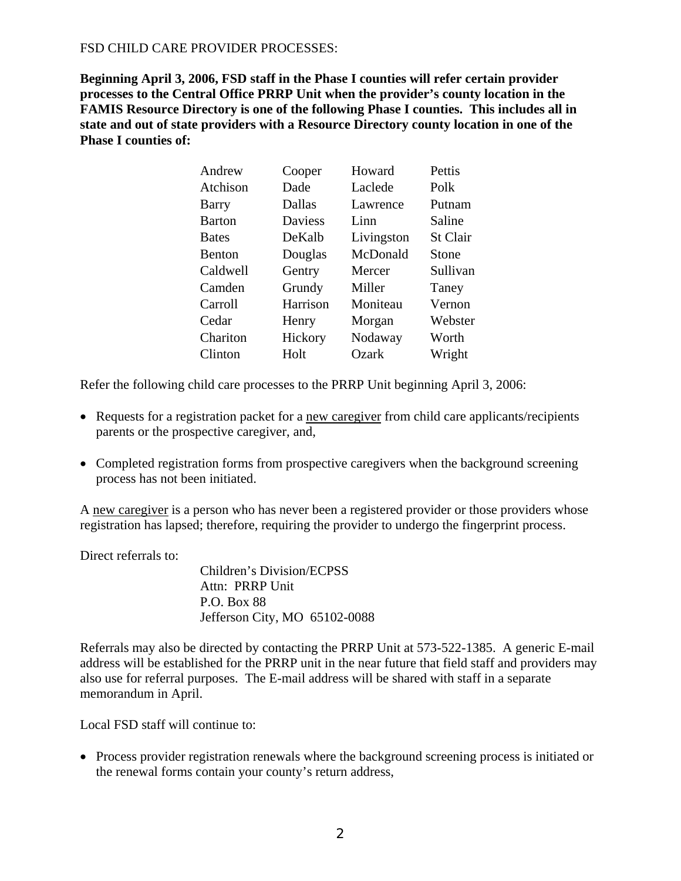FSD CHILD CARE PROVIDER PROCESSES:

**Beginning April 3, 2006, FSD staff in the Phase I counties will refer certain provider processes to the Central Office PRRP Unit when the provider's county location in the FAMIS Resource Directory is one of the following Phase I counties. This includes all in state and out of state providers with a Resource Directory county location in one of the Phase I counties of:**

| | | | |
|---|---|---|---|
| Andrew | Cooper | Howard | Pettis |
| Atchison | Dade | Laclede | Polk |
| Barry | Dallas | Lawrence | Putnam |
| Barton | Daviess | Linn | Saline |
| Bates | DeKalb | Livingston | St Clair |
| Benton | Douglas | McDonald | Stone |
| Caldwell | Gentry | Mercer | Sullivan |
| Camden | Grundy | Miller | Taney |
| Carroll | Harrison | Moniteau | Vernon |
| Cedar | Henry | Morgan | Webster |
| Chariton | Hickory | Nodaway | Worth |
| Clinton | Holt | Ozark | Wright |

Refer the following child care processes to the PRRP Unit beginning April 3, 2006:

- Requests for a registration packet for a <u>new caregiver</u> from child care applicants/recipients parents or the prospective caregiver, and,
- Completed registration forms from prospective caregivers when the background screening process has not been initiated.

A <u>new caregiver</u> is a person who has never been a registered provider or those providers whose registration has lapsed; therefore, requiring the provider to undergo the fingerprint process.

Direct referrals to:

Children's Division/ECPSS
Attn: PRRP Unit
P.O. Box 88
Jefferson City, MO 65102-0088

Referrals may also be directed by contacting the PRRP Unit at 573-522-1385. A generic E-mail address will be established for the PRRP unit in the near future that field staff and providers may also use for referral purposes. The E-mail address will be shared with staff in a separate memorandum in April.

Local FSD staff will continue to:

- Process provider registration renewals where the background screening process is initiated or the renewal forms contain your county's return address,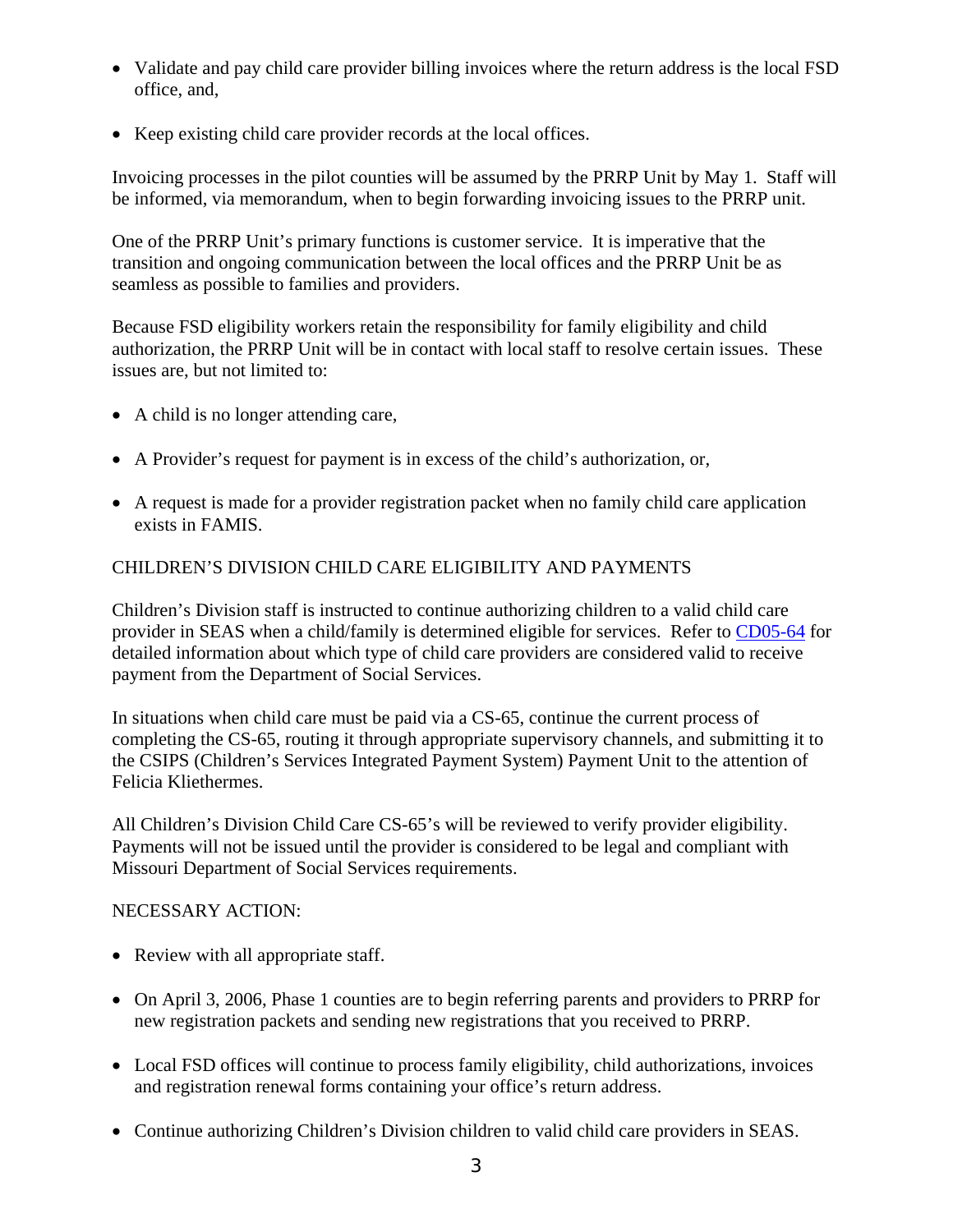- Validate and pay child care provider billing invoices where the return address is the local FSD office, and,

- Keep existing child care provider records at the local offices.

Invoicing processes in the pilot counties will be assumed by the PRRP Unit by May 1. Staff will be informed, via memorandum, when to begin forwarding invoicing issues to the PRRP unit.

One of the PRRP Unit's primary functions is customer service. It is imperative that the transition and ongoing communication between the local offices and the PRRP Unit be as seamless as possible to families and providers.

Because FSD eligibility workers retain the responsibility for family eligibility and child authorization, the PRRP Unit will be in contact with local staff to resolve certain issues. These issues are, but not limited to:

- A child is no longer attending care,

- A Provider's request for payment is in excess of the child's authorization, or,

- A request is made for a provider registration packet when no family child care application exists in FAMIS.

CHILDREN'S DIVISION CHILD CARE ELIGIBILITY AND PAYMENTS

Children's Division staff is instructed to continue authorizing children to a valid child care provider in SEAS when a child/family is determined eligible for services. Refer to CD05-64 for detailed information about which type of child care providers are considered valid to receive payment from the Department of Social Services.

In situations when child care must be paid via a CS-65, continue the current process of completing the CS-65, routing it through appropriate supervisory channels, and submitting it to the CSIPS (Children's Services Integrated Payment System) Payment Unit to the attention of Felicia Kliethermes.

All Children's Division Child Care CS-65's will be reviewed to verify provider eligibility. Payments will not be issued until the provider is considered to be legal and compliant with Missouri Department of Social Services requirements.

NECESSARY ACTION:

- Review with all appropriate staff.

- On April 3, 2006, Phase 1 counties are to begin referring parents and providers to PRRP for new registration packets and sending new registrations that you received to PRRP.

- Local FSD offices will continue to process family eligibility, child authorizations, invoices and registration renewal forms containing your office's return address.

- Continue authorizing Children's Division children to valid child care providers in SEAS.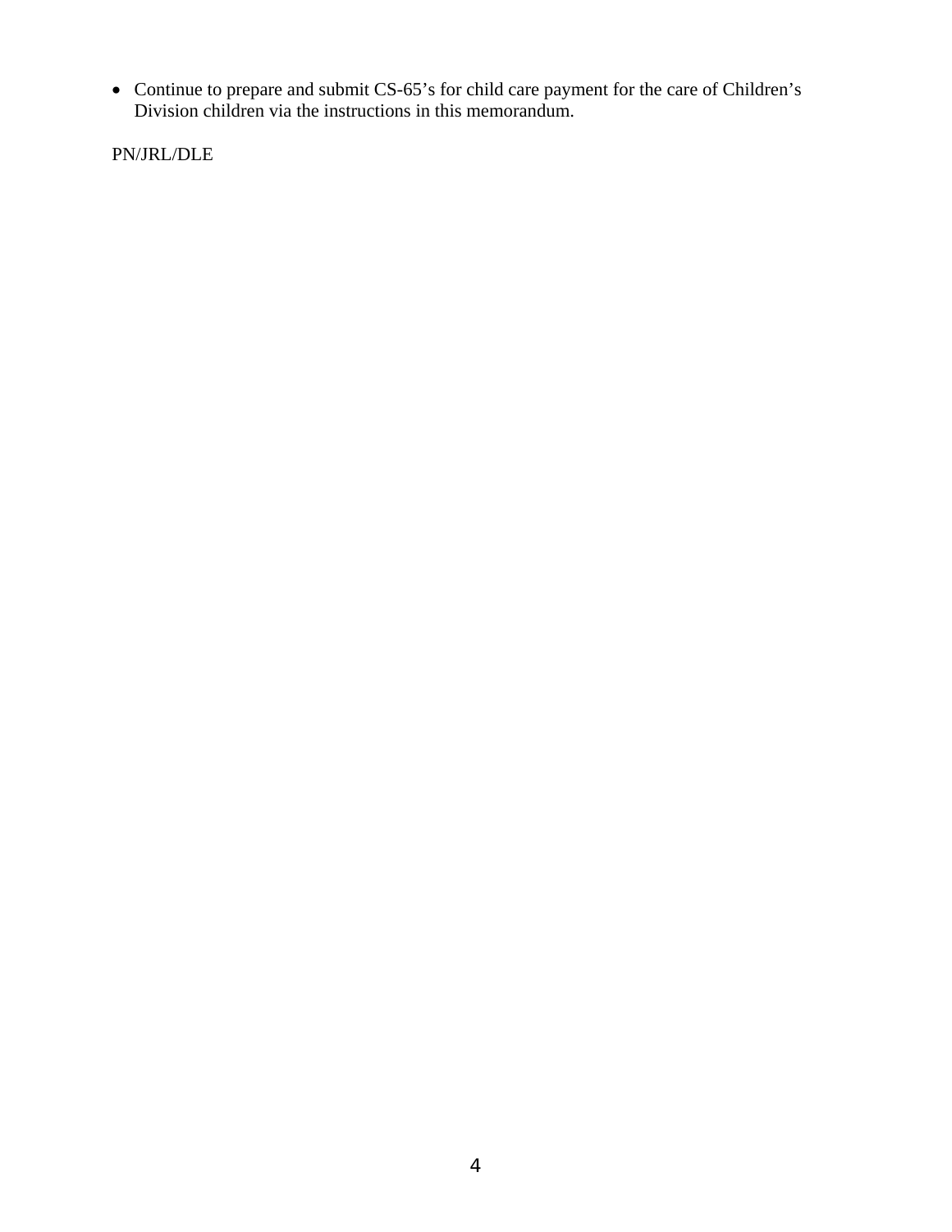- Continue to prepare and submit CS-65's for child care payment for the care of Children's Division children via the instructions in this memorandum.

PN/JRL/DLE